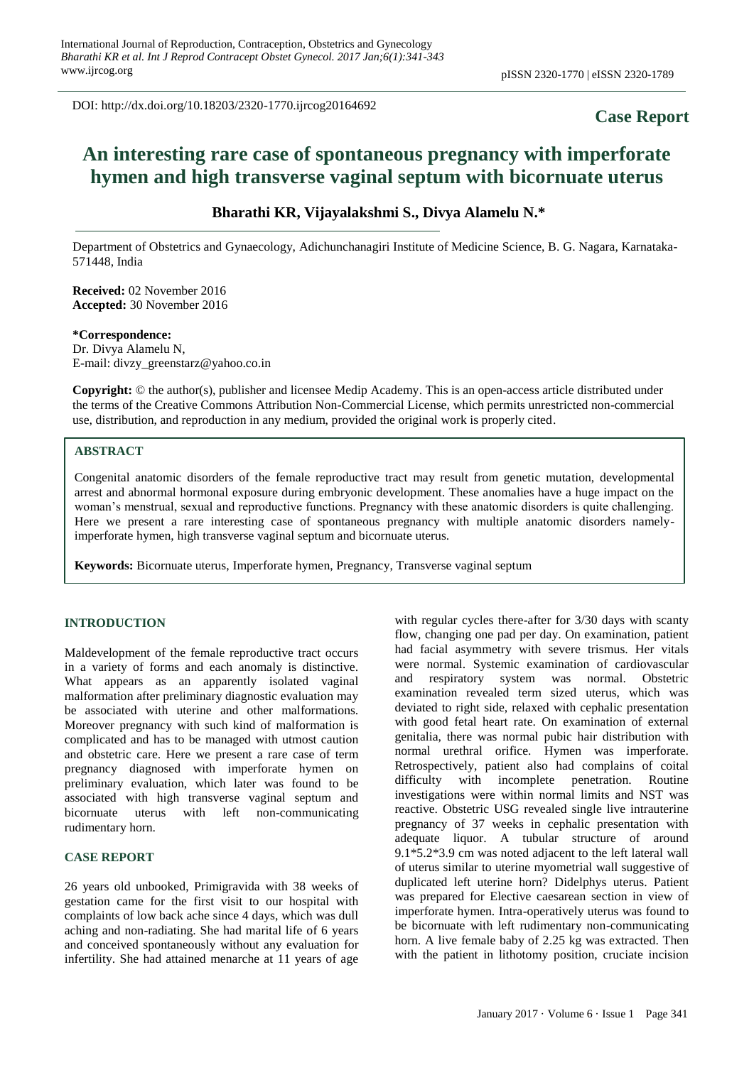DOI: http://dx.doi.org/10.18203/2320-1770.ijrcog20164692

**Case Report**

# An interesting rare case of spontaneous pregnancy with imperforate hymen and high transverse vaginal septum with bicornuate uterus

**Bharathi KR, Vijayalakshmi S., Divya Alamelu N.***

Department of Obstetrics and Gynaecology, Adichunchanagiri Institute of Medicine Science, B. G. Nagara, Karnataka-571448, India

**Received:** 02 November 2016
**Accepted:** 30 November 2016

**\*Correspondence:**
Dr. Divya Alamelu N,
E-mail: divzy_greenstarz@yahoo.co.in

**Copyright:** © the author(s), publisher and licensee Medip Academy. This is an open-access article distributed under the terms of the Creative Commons Attribution Non-Commercial License, which permits unrestricted non-commercial use, distribution, and reproduction in any medium, provided the original work is properly cited.

## ABSTRACT

Congenital anatomic disorders of the female reproductive tract may result from genetic mutation, developmental arrest and abnormal hormonal exposure during embryonic development. These anomalies have a huge impact on the woman's menstrual, sexual and reproductive functions. Pregnancy with these anatomic disorders is quite challenging. Here we present a rare interesting case of spontaneous pregnancy with multiple anatomic disorders namely-imperforate hymen, high transverse vaginal septum and bicornuate uterus.

**Keywords:** Bicornuate uterus, Imperforate hymen, Pregnancy, Transverse vaginal septum

## INTRODUCTION

Maldevelopment of the female reproductive tract occurs in a variety of forms and each anomaly is distinctive. What appears as an apparently isolated vaginal malformation after preliminary diagnostic evaluation may be associated with uterine and other malformations. Moreover pregnancy with such kind of malformation is complicated and has to be managed with utmost caution and obstetric care. Here we present a rare case of term pregnancy diagnosed with imperforate hymen on preliminary evaluation, which later was found to be associated with high transverse vaginal septum and bicornuate uterus with left non-communicating rudimentary horn.

## CASE REPORT

26 years old unbooked, Primigravida with 38 weeks of gestation came for the first visit to our hospital with complaints of low back ache since 4 days, which was dull aching and non-radiating. She had marital life of 6 years and conceived spontaneously without any evaluation for infertility. She had attained menarche at 11 years of age with regular cycles there-after for 3/30 days with scanty flow, changing one pad per day. On examination, patient had facial asymmetry with severe trismus. Her vitals were normal. Systemic examination of cardiovascular and respiratory system was normal. Obstetric examination revealed term sized uterus, which was deviated to right side, relaxed with cephalic presentation with good fetal heart rate. On examination of external genitalia, there was normal pubic hair distribution with normal urethral orifice. Hymen was imperforate. Retrospectively, patient also had complains of coital difficulty with incomplete penetration. Routine investigations were within normal limits and NST was reactive. Obstetric USG revealed single live intrauterine pregnancy of 37 weeks in cephalic presentation with adequate liquor. A tubular structure of around 9.1*5.2*3.9 cm was noted adjacent to the left lateral wall of uterus similar to uterine myometrial wall suggestive of duplicated left uterine horn? Didelphys uterus. Patient was prepared for Elective caesarean section in view of imperforate hymen. Intra-operatively uterus was found to be bicornuate with left rudimentary non-communicating horn. A live female baby of 2.25 kg was extracted. Then with the patient in lithotomy position, cruciate incision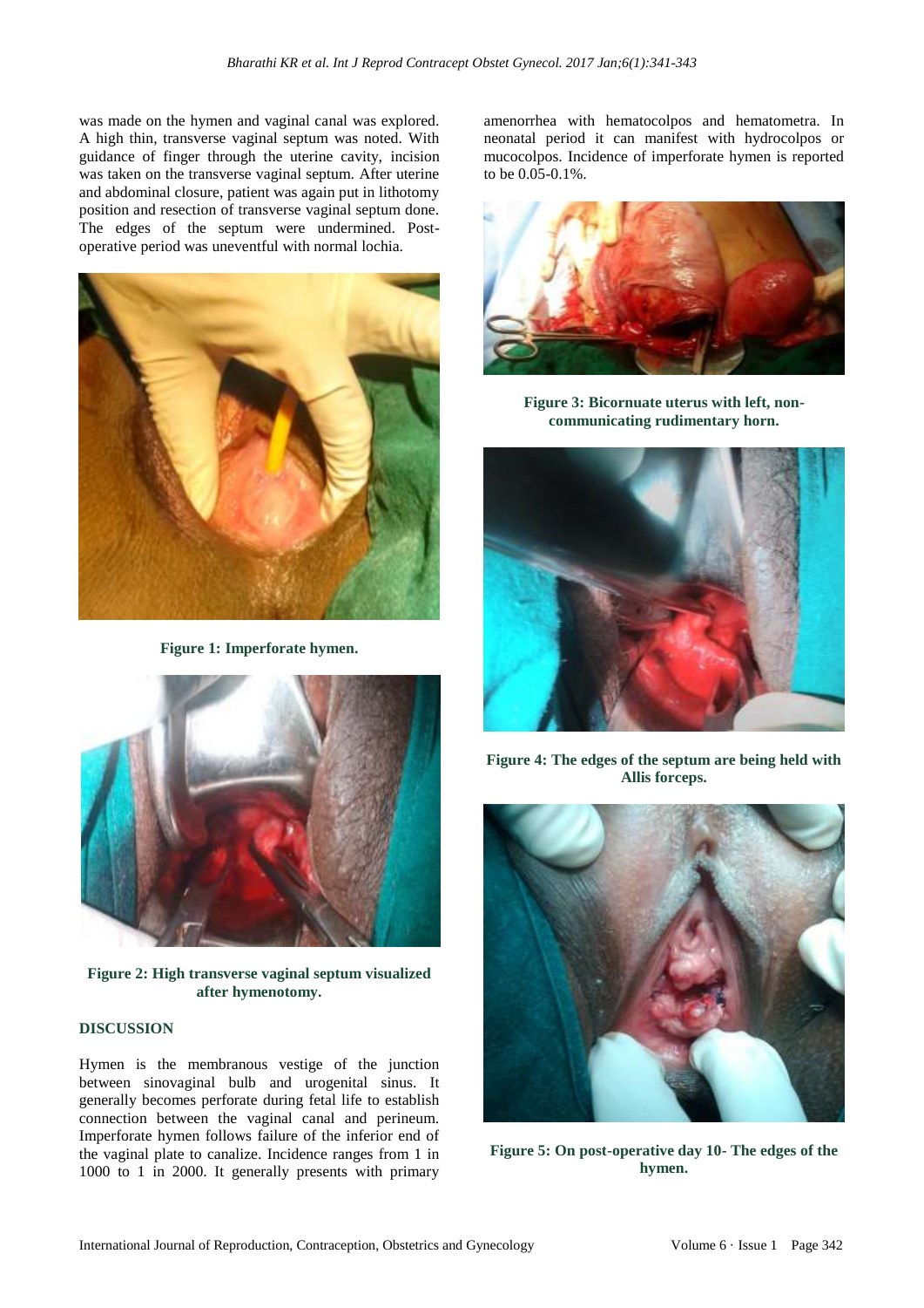was made on the hymen and vaginal canal was explored. A high thin, transverse vaginal septum was noted. With guidance of finger through the uterine cavity, incision was taken on the transverse vaginal septum. After uterine and abdominal closure, patient was again put in lithotomy position and resection of transverse vaginal septum done. The edges of the septum were undermined. Post-operative period was uneventful with normal lochia.

**Figure 1: Imperforate hymen.**

**Figure 2: High transverse vaginal septum visualized after hymenotomy.**

## DISCUSSION

Hymen is the membranous vestige of the junction between sinovaginal bulb and urogenital sinus. It generally becomes perforate during fetal life to establish connection between the vaginal canal and perineum. Imperforate hymen follows failure of the inferior end of the vaginal plate to canalize. Incidence ranges from 1 in 1000 to 1 in 2000. It generally presents with primary amenorrhea with hematocolpos and hematometra. In neonatal period it can manifest with hydrocolpos or mucocolpos. Incidence of imperforate hymen is reported to be 0.05-0.1%.

**Figure 3: Bicornuate uterus with left, non-communicating rudimentary horn.**

**Figure 4: The edges of the septum are being held with Allis forceps.**

**Figure 5: On post-operative day 10- The edges of the hymen.**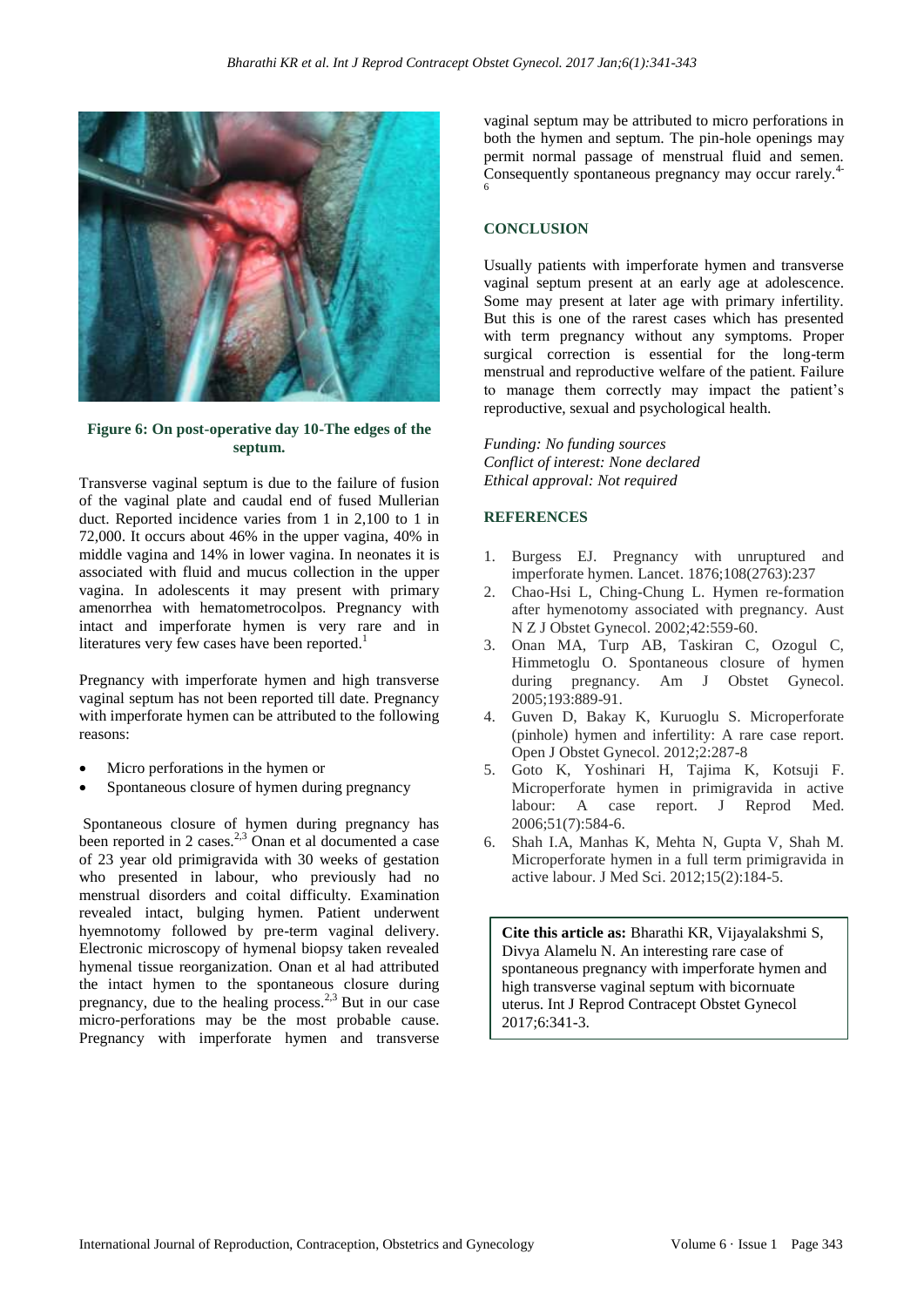Figure 6: On post-operative day 10-The edges of the septum.

Transverse vaginal septum is due to the failure of fusion of the vaginal plate and caudal end of fused Mullerian duct. Reported incidence varies from 1 in 2,100 to 1 in 72,000. It occurs about 46% in the upper vagina, 40% in middle vagina and 14% in lower vagina. In neonates it is associated with fluid and mucus collection in the upper vagina. In adolescents it may present with primary amenorrhea with hematometrocolpos. Pregnancy with intact and imperforate hymen is very rare and in literatures very few cases have been reported.[1]

Pregnancy with imperforate hymen and high transverse vaginal septum has not been reported till date. Pregnancy with imperforate hymen can be attributed to the following reasons:

- Micro perforations in the hymen or
- Spontaneous closure of hymen during pregnancy

Spontaneous closure of hymen during pregnancy has been reported in 2 cases.[2,3] Onan et al documented a case of 23 year old primigravida with 30 weeks of gestation who presented in labour, who previously had no menstrual disorders and coital difficulty. Examination revealed intact, bulging hymen. Patient underwent hyemnotomy followed by pre-term vaginal delivery. Electronic microscopy of hymenal biopsy taken revealed hymenal tissue reorganization. Onan et al had attributed the intact hymen to the spontaneous closure during pregnancy, due to the healing process.[2,3] But in our case micro-perforations may be the most probable cause. Pregnancy with imperforate hymen and transverse vaginal septum may be attributed to micro perforations in both the hymen and septum. The pin-hole openings may permit normal passage of menstrual fluid and semen. Consequently spontaneous pregnancy may occur rarely.[4-6]

## CONCLUSION

Usually patients with imperforate hymen and transverse vaginal septum present at an early age at adolescence. Some may present at later age with primary infertility. But this is one of the rarest cases which has presented with term pregnancy without any symptoms. Proper surgical correction is essential for the long-term menstrual and reproductive welfare of the patient. Failure to manage them correctly may impact the patient's reproductive, sexual and psychological health.

*Funding: No funding sources*
*Conflict of interest: None declared*
*Ethical approval: Not required*

## REFERENCES

1. Burgess EJ. Pregnancy with unruptured and imperforate hymen. Lancet. 1876;108(2763):237
2. Chao-Hsi L, Ching-Chung L. Hymen re-formation after hymenotomy associated with pregnancy. Aust N Z J Obstet Gynecol. 2002;42:559-60.
3. Onan MA, Turp AB, Taskiran C, Ozogul C, Himmetoglu O. Spontaneous closure of hymen during pregnancy. Am J Obstet Gynecol. 2005;193:889-91.
4. Guven D, Bakay K, Kuruoglu S. Microperforate (pinhole) hymen and infertility: A rare case report. Open J Obstet Gynecol. 2012;2:287-8
5. Goto K, Yoshinari H, Tajima K, Kotsuji F. Microperforate hymen in primigravida in active labour: A case report. J Reprod Med. 2006;51(7):584-6.
6. Shah I.A, Manhas K, Mehta N, Gupta V, Shah M. Microperforate hymen in a full term primigravida in active labour. J Med Sci. 2012;15(2):184-5.

**Cite this article as:** Bharathi KR, Vijayalakshmi S, Divya Alamelu N. An interesting rare case of spontaneous pregnancy with imperforate hymen and high transverse vaginal septum with bicornuate uterus. Int J Reprod Contracept Obstet Gynecol 2017;6:341-3.